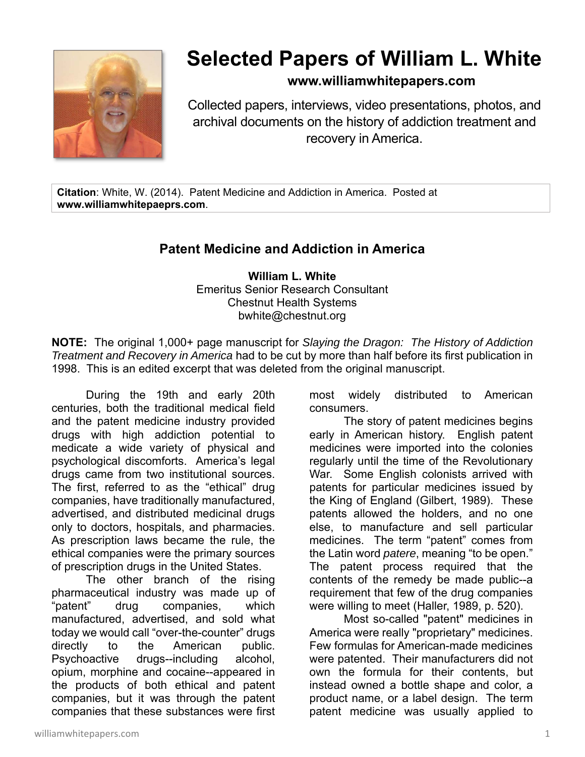# Selected Papers of William L. White

**www.williamwhitepapers.com**

Collected papers, interviews, video presentations, photos, and archival documents on the history of addiction treatment and recovery in America.

**Citation**: White, W. (2014). Patent Medicine and Addiction in America. Posted at **www.williamwhitepaeprs.com**.

## Patent Medicine and Addiction in America

**William L. White**
Emeritus Senior Research Consultant
Chestnut Health Systems
bwhite@chestnut.org

**NOTE:** The original 1,000+ page manuscript for *Slaying the Dragon: The History of Addiction Treatment and Recovery in America* had to be cut by more than half before its first publication in 1998. This is an edited excerpt that was deleted from the original manuscript.

During the 19th and early 20th centuries, both the traditional medical field and the patent medicine industry provided drugs with high addiction potential to medicate a wide variety of physical and psychological discomforts. America's legal drugs came from two institutional sources. The first, referred to as the "ethical" drug companies, have traditionally manufactured, advertised, and distributed medicinal drugs only to doctors, hospitals, and pharmacies. As prescription laws became the rule, the ethical companies were the primary sources of prescription drugs in the United States.

The other branch of the rising pharmaceutical industry was made up of "patent" drug companies, which manufactured, advertised, and sold what today we would call "over-the-counter" drugs directly to the American public. Psychoactive drugs--including alcohol, opium, morphine and cocaine--appeared in the products of both ethical and patent companies, but it was through the patent companies that these substances were first most widely distributed to American consumers.

The story of patent medicines begins early in American history. English patent medicines were imported into the colonies regularly until the time of the Revolutionary War. Some English colonists arrived with patents for particular medicines issued by the King of England (Gilbert, 1989). These patents allowed the holders, and no one else, to manufacture and sell particular medicines. The term "patent" comes from the Latin word *patere*, meaning "to be open." The patent process required that the contents of the remedy be made public--a requirement that few of the drug companies were willing to meet (Haller, 1989, p. 520).

Most so-called "patent" medicines in America were really "proprietary" medicines. Few formulas for American-made medicines were patented. Their manufacturers did not own the formula for their contents, but instead owned a bottle shape and color, a product name, or a label design. The term patent medicine was usually applied to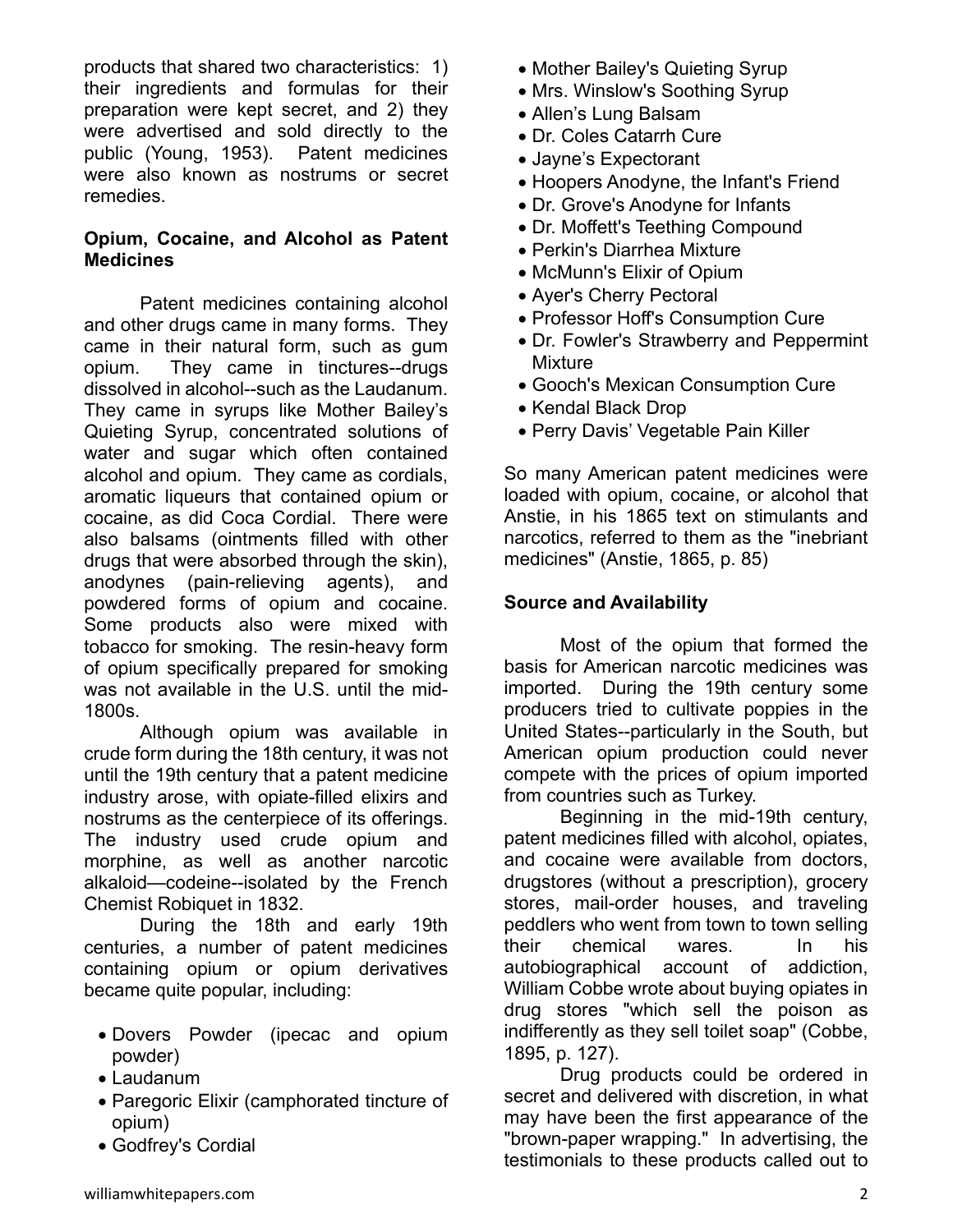products that shared two characteristics: 1) their ingredients and formulas for their preparation were kept secret, and 2) they were advertised and sold directly to the public (Young, 1953). Patent medicines were also known as nostrums or secret remedies.

**Opium, Cocaine, and Alcohol as Patent Medicines**

Patent medicines containing alcohol and other drugs came in many forms. They came in their natural form, such as gum opium. They came in tinctures--drugs dissolved in alcohol--such as the Laudanum. They came in syrups like Mother Bailey's Quieting Syrup, concentrated solutions of water and sugar which often contained alcohol and opium. They came as cordials, aromatic liqueurs that contained opium or cocaine, as did Coca Cordial. There were also balsams (ointments filled with other drugs that were absorbed through the skin), anodynes (pain-relieving agents), and powdered forms of opium and cocaine. Some products also were mixed with tobacco for smoking. The resin-heavy form of opium specifically prepared for smoking was not available in the U.S. until the mid-1800s.

Although opium was available in crude form during the 18th century, it was not until the 19th century that a patent medicine industry arose, with opiate-filled elixirs and nostrums as the centerpiece of its offerings. The industry used crude opium and morphine, as well as another narcotic alkaloid—codeine--isolated by the French Chemist Robiquet in 1832.

During the 18th and early 19th centuries, a number of patent medicines containing opium or opium derivatives became quite popular, including:

- Dovers Powder (ipecac and opium powder)
- Laudanum
- Paregoric Elixir (camphorated tincture of opium)
- Godfrey's Cordial
- Mother Bailey's Quieting Syrup
- Mrs. Winslow's Soothing Syrup
- Allen's Lung Balsam
- Dr. Coles Catarrh Cure
- Jayne's Expectorant
- Hoopers Anodyne, the Infant's Friend
- Dr. Grove's Anodyne for Infants
- Dr. Moffett's Teething Compound
- Perkin's Diarrhea Mixture
- McMunn's Elixir of Opium
- Ayer's Cherry Pectoral
- Professor Hoff's Consumption Cure
- Dr. Fowler's Strawberry and Peppermint Mixture
- Gooch's Mexican Consumption Cure
- Kendal Black Drop
- Perry Davis' Vegetable Pain Killer

So many American patent medicines were loaded with opium, cocaine, or alcohol that Anstie, in his 1865 text on stimulants and narcotics, referred to them as the "inebriant medicines" (Anstie, 1865, p. 85)

**Source and Availability**

Most of the opium that formed the basis for American narcotic medicines was imported. During the 19th century some producers tried to cultivate poppies in the United States--particularly in the South, but American opium production could never compete with the prices of opium imported from countries such as Turkey.

Beginning in the mid-19th century, patent medicines filled with alcohol, opiates, and cocaine were available from doctors, drugstores (without a prescription), grocery stores, mail-order houses, and traveling peddlers who went from town to town selling their chemical wares. In his autobiographical account of addiction, William Cobbe wrote about buying opiates in drug stores "which sell the poison as indifferently as they sell toilet soap" (Cobbe, 1895, p. 127).

Drug products could be ordered in secret and delivered with discretion, in what may have been the first appearance of the "brown-paper wrapping." In advertising, the testimonials to these products called out to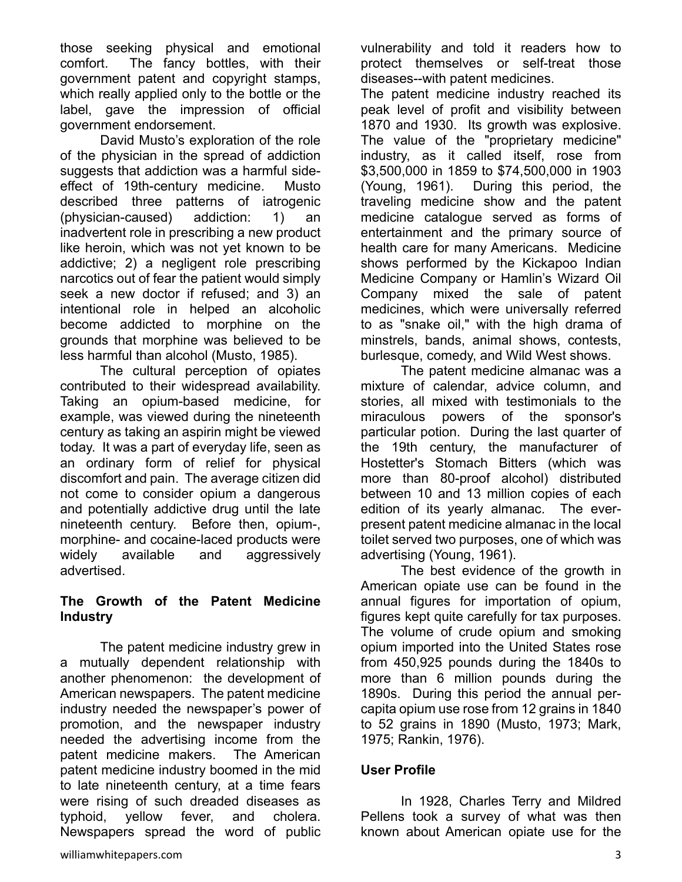those seeking physical and emotional comfort. The fancy bottles, with their government patent and copyright stamps, which really applied only to the bottle or the label, gave the impression of official government endorsement.

David Musto's exploration of the role of the physician in the spread of addiction suggests that addiction was a harmful side-effect of 19th-century medicine. Musto described three patterns of iatrogenic (physician-caused) addiction: 1) an inadvertent role in prescribing a new product like heroin, which was not yet known to be addictive; 2) a negligent role prescribing narcotics out of fear the patient would simply seek a new doctor if refused; and 3) an intentional role in helped an alcoholic become addicted to morphine on the grounds that morphine was believed to be less harmful than alcohol (Musto, 1985).

The cultural perception of opiates contributed to their widespread availability. Taking an opium-based medicine, for example, was viewed during the nineteenth century as taking an aspirin might be viewed today. It was a part of everyday life, seen as an ordinary form of relief for physical discomfort and pain. The average citizen did not come to consider opium a dangerous and potentially addictive drug until the late nineteenth century. Before then, opium-, morphine- and cocaine-laced products were widely available and aggressively advertised.

**The Growth of the Patent Medicine Industry**

The patent medicine industry grew in a mutually dependent relationship with another phenomenon: the development of American newspapers. The patent medicine industry needed the newspaper's power of promotion, and the newspaper industry needed the advertising income from the patent medicine makers. The American patent medicine industry boomed in the mid to late nineteenth century, at a time fears were rising of such dreaded diseases as typhoid, yellow fever, and cholera. Newspapers spread the word of public vulnerability and told it readers how to protect themselves or self-treat those diseases--with patent medicines.

The patent medicine industry reached its peak level of profit and visibility between 1870 and 1930. Its growth was explosive. The value of the "proprietary medicine" industry, as it called itself, rose from $3,500,000 in 1859 to $74,500,000 in 1903 (Young, 1961). During this period, the traveling medicine show and the patent medicine catalogue served as forms of entertainment and the primary source of health care for many Americans. Medicine shows performed by the Kickapoo Indian Medicine Company or Hamlin's Wizard Oil Company mixed the sale of patent medicines, which were universally referred to as "snake oil," with the high drama of minstrels, bands, animal shows, contests, burlesque, comedy, and Wild West shows.

The patent medicine almanac was a mixture of calendar, advice column, and stories, all mixed with testimonials to the miraculous powers of the sponsor's particular potion. During the last quarter of the 19th century, the manufacturer of Hostetter's Stomach Bitters (which was more than 80-proof alcohol) distributed between 10 and 13 million copies of each edition of its yearly almanac. The ever-present patent medicine almanac in the local toilet served two purposes, one of which was advertising (Young, 1961).

The best evidence of the growth in American opiate use can be found in the annual figures for importation of opium, figures kept quite carefully for tax purposes. The volume of crude opium and smoking opium imported into the United States rose from 450,925 pounds during the 1840s to more than 6 million pounds during the 1890s. During this period the annual per-capita opium use rose from 12 grains in 1840 to 52 grains in 1890 (Musto, 1973; Mark, 1975; Rankin, 1976).

**User Profile**

In 1928, Charles Terry and Mildred Pellens took a survey of what was then known about American opiate use for the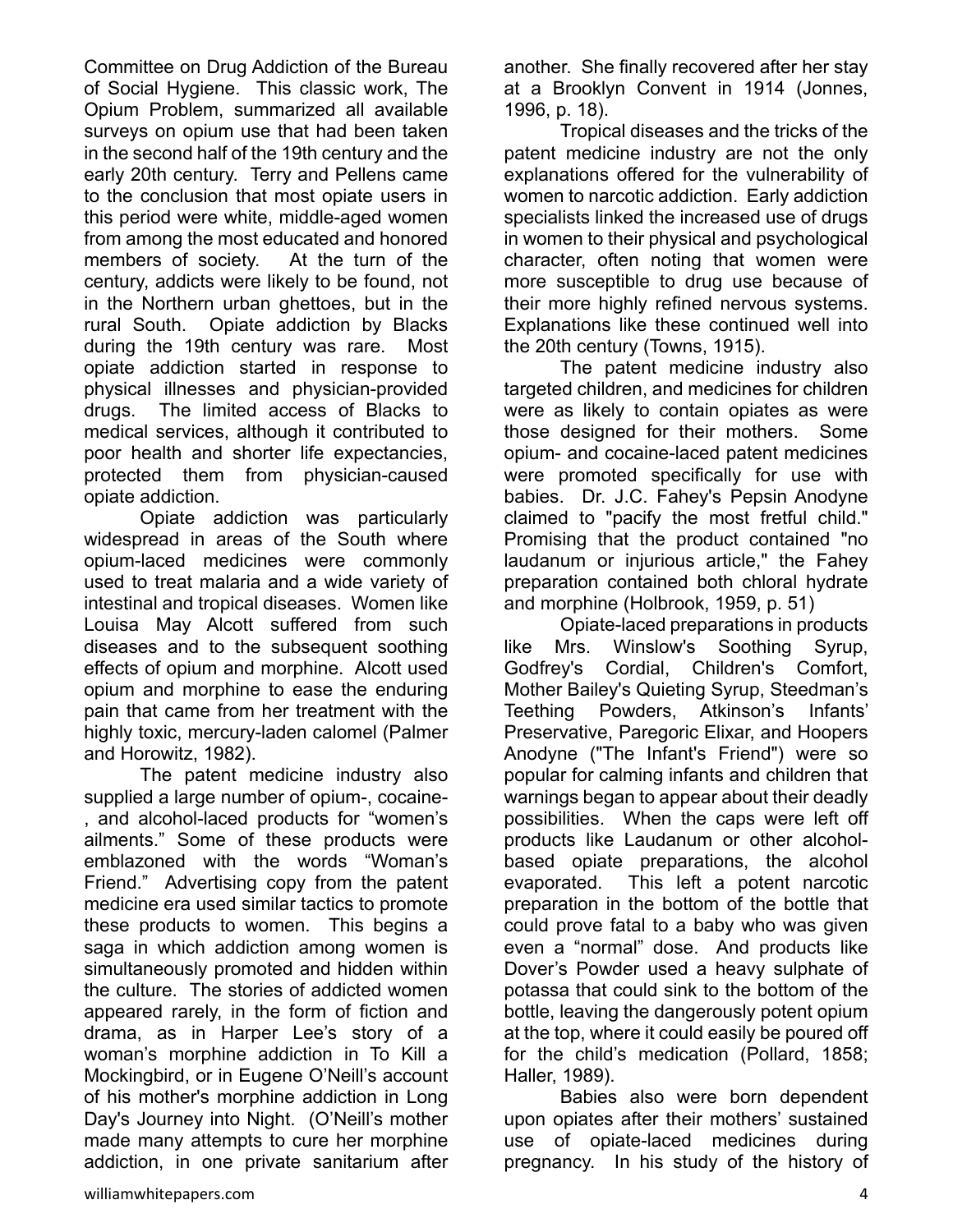Committee on Drug Addiction of the Bureau of Social Hygiene. This classic work, The Opium Problem, summarized all available surveys on opium use that had been taken in the second half of the 19th century and the early 20th century. Terry and Pellens came to the conclusion that most opiate users in this period were white, middle-aged women from among the most educated and honored members of society. At the turn of the century, addicts were likely to be found, not in the Northern urban ghettoes, but in the rural South. Opiate addiction by Blacks during the 19th century was rare. Most opiate addiction started in response to physical illnesses and physician-provided drugs. The limited access of Blacks to medical services, although it contributed to poor health and shorter life expectancies, protected them from physician-caused opiate addiction.

Opiate addiction was particularly widespread in areas of the South where opium-laced medicines were commonly used to treat malaria and a wide variety of intestinal and tropical diseases. Women like Louisa May Alcott suffered from such diseases and to the subsequent soothing effects of opium and morphine. Alcott used opium and morphine to ease the enduring pain that came from her treatment with the highly toxic, mercury-laden calomel (Palmer and Horowitz, 1982).

The patent medicine industry also supplied a large number of opium-, cocaine-, and alcohol-laced products for “women’s ailments.” Some of these products were emblazoned with the words “Woman’s Friend.” Advertising copy from the patent medicine era used similar tactics to promote these products to women. This begins a saga in which addiction among women is simultaneously promoted and hidden within the culture. The stories of addicted women appeared rarely, in the form of fiction and drama, as in Harper Lee’s story of a woman’s morphine addiction in To Kill a Mockingbird, or in Eugene O’Neill’s account of his mother's morphine addiction in Long Day's Journey into Night. (O’Neill’s mother made many attempts to cure her morphine addiction, in one private sanitarium after another. She finally recovered after her stay at a Brooklyn Convent in 1914 (Jonnes, 1996, p. 18).

Tropical diseases and the tricks of the patent medicine industry are not the only explanations offered for the vulnerability of women to narcotic addiction. Early addiction specialists linked the increased use of drugs in women to their physical and psychological character, often noting that women were more susceptible to drug use because of their more highly refined nervous systems. Explanations like these continued well into the 20th century (Towns, 1915).

The patent medicine industry also targeted children, and medicines for children were as likely to contain opiates as were those designed for their mothers. Some opium- and cocaine-laced patent medicines were promoted specifically for use with babies. Dr. J.C. Fahey's Pepsin Anodyne claimed to "pacify the most fretful child." Promising that the product contained "no laudanum or injurious article," the Fahey preparation contained both chloral hydrate and morphine (Holbrook, 1959, p. 51)

Opiate-laced preparations in products like Mrs. Winslow's Soothing Syrup, Godfrey's Cordial, Children's Comfort, Mother Bailey's Quieting Syrup, Steedman’s Teething Powders, Atkinson’s Infants’ Preservative, Paregoric Elixar, and Hoopers Anodyne ("The Infant's Friend") were so popular for calming infants and children that warnings began to appear about their deadly possibilities. When the caps were left off products like Laudanum or other alcohol-based opiate preparations, the alcohol evaporated. This left a potent narcotic preparation in the bottom of the bottle that could prove fatal to a baby who was given even a “normal” dose. And products like Dover’s Powder used a heavy sulphate of potassa that could sink to the bottom of the bottle, leaving the dangerously potent opium at the top, where it could easily be poured off for the child’s medication (Pollard, 1858; Haller, 1989).

Babies also were born dependent upon opiates after their mothers’ sustained use of opiate-laced medicines during pregnancy. In his study of the history of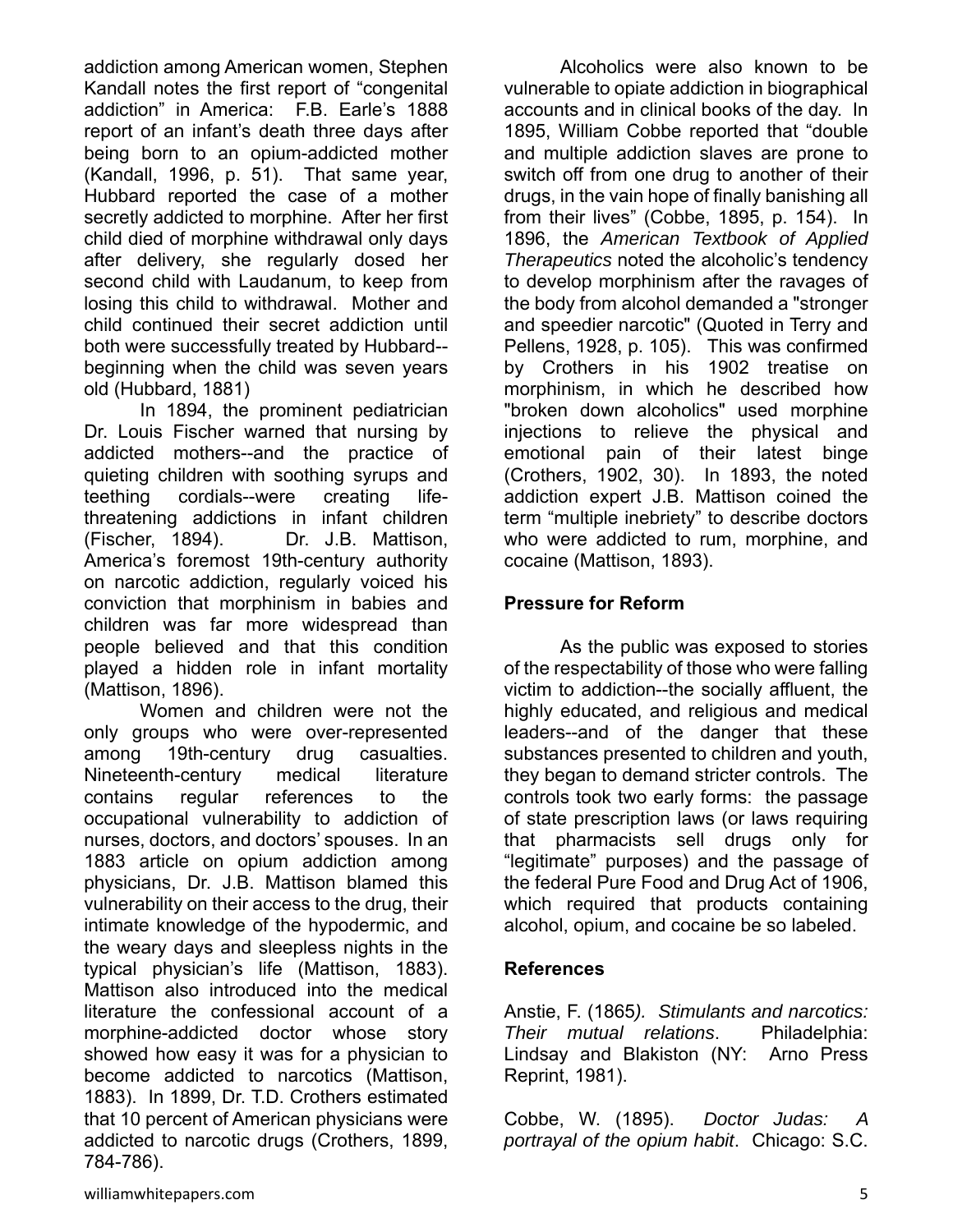addiction among American women, Stephen Kandall notes the first report of "congenital addiction" in America: F.B. Earle's 1888 report of an infant's death three days after being born to an opium-addicted mother (Kandall, 1996, p. 51). That same year, Hubbard reported the case of a mother secretly addicted to morphine. After her first child died of morphine withdrawal only days after delivery, she regularly dosed her second child with Laudanum, to keep from losing this child to withdrawal. Mother and child continued their secret addiction until both were successfully treated by Hubbard--beginning when the child was seven years old (Hubbard, 1881)

In 1894, the prominent pediatrician Dr. Louis Fischer warned that nursing by addicted mothers--and the practice of quieting children with soothing syrups and teething cordials--were creating life-threatening addictions in infant children (Fischer, 1894). Dr. J.B. Mattison, America's foremost 19th-century authority on narcotic addiction, regularly voiced his conviction that morphinism in babies and children was far more widespread than people believed and that this condition played a hidden role in infant mortality (Mattison, 1896).

Women and children were not the only groups who were over-represented among 19th-century drug casualties. Nineteenth-century medical literature contains regular references to the occupational vulnerability to addiction of nurses, doctors, and doctors' spouses. In an 1883 article on opium addiction among physicians, Dr. J.B. Mattison blamed this vulnerability on their access to the drug, their intimate knowledge of the hypodermic, and the weary days and sleepless nights in the typical physician's life (Mattison, 1883). Mattison also introduced into the medical literature the confessional account of a morphine-addicted doctor whose story showed how easy it was for a physician to become addicted to narcotics (Mattison, 1883). In 1899, Dr. T.D. Crothers estimated that 10 percent of American physicians were addicted to narcotic drugs (Crothers, 1899, 784-786).

Alcoholics were also known to be vulnerable to opiate addiction in biographical accounts and in clinical books of the day. In 1895, William Cobbe reported that "double and multiple addiction slaves are prone to switch off from one drug to another of their drugs, in the vain hope of finally banishing all from their lives" (Cobbe, 1895, p. 154). In 1896, the *American Textbook of Applied Therapeutics* noted the alcoholic's tendency to develop morphinism after the ravages of the body from alcohol demanded a "stronger and speedier narcotic" (Quoted in Terry and Pellens, 1928, p. 105). This was confirmed by Crothers in his 1902 treatise on morphinism, in which he described how "broken down alcoholics" used morphine injections to relieve the physical and emotional pain of their latest binge (Crothers, 1902, 30). In 1893, the noted addiction expert J.B. Mattison coined the term "multiple inebriety" to describe doctors who were addicted to rum, morphine, and cocaine (Mattison, 1893).

## Pressure for Reform

As the public was exposed to stories of the respectability of those who were falling victim to addiction--the socially affluent, the highly educated, and religious and medical leaders--and of the danger that these substances presented to children and youth, they began to demand stricter controls. The controls took two early forms: the passage of state prescription laws (or laws requiring that pharmacists sell drugs only for "legitimate" purposes) and the passage of the federal Pure Food and Drug Act of 1906, which required that products containing alcohol, opium, and cocaine be so labeled.

## References

Anstie, F. (1865). *Stimulants and narcotics: Their mutual relations*. Philadelphia: Lindsay and Blakiston (NY: Arno Press Reprint, 1981).

Cobbe, W. (1895). *Doctor Judas: A portrayal of the opium habit*. Chicago: S.C.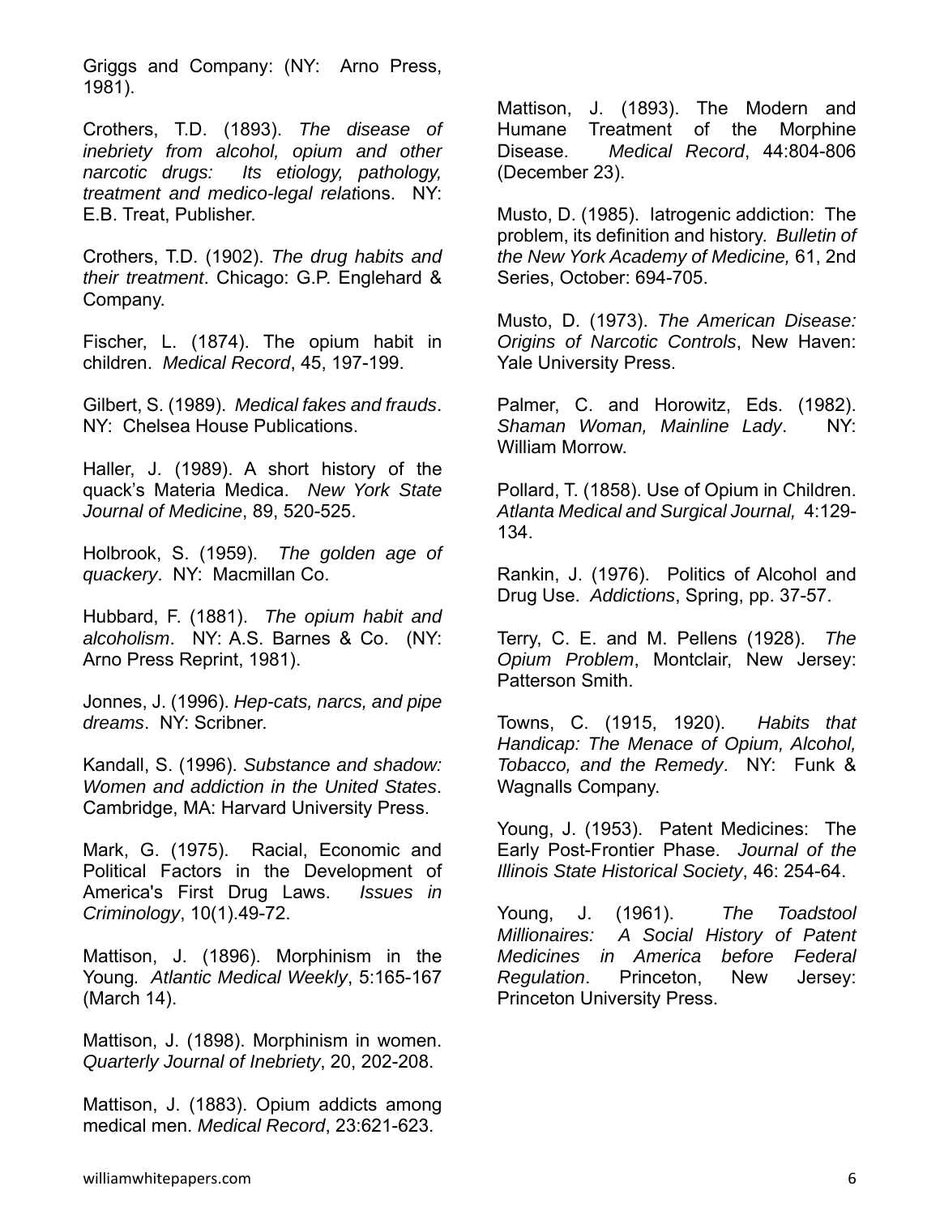Griggs and Company: (NY: Arno Press, 1981).

Crothers, T.D. (1893). *The disease of inebriety from alcohol, opium and other narcotic drugs: Its etiology, pathology, treatment and medico-legal relat*ions. NY: E.B. Treat, Publisher.

Crothers, T.D. (1902). *The drug habits and their treatment*. Chicago: G.P. Englehard & Company.

Fischer, L. (1874). The opium habit in children. *Medical Record*, 45, 197-199.

Gilbert, S. (1989). *Medical fakes and frauds*. NY: Chelsea House Publications.

Haller, J. (1989). A short history of the quack's Materia Medica. *New York State Journal of Medicine*, 89, 520-525.

Holbrook, S. (1959). *The golden age of quackery*. NY: Macmillan Co.

Hubbard, F. (1881). *The opium habit and alcoholism*. NY: A.S. Barnes & Co. (NY: Arno Press Reprint, 1981).

Jonnes, J. (1996). *Hep-cats, narcs, and pipe dreams*. NY: Scribner.

Kandall, S. (1996). *Substance and shadow: Women and addiction in the United States*. Cambridge, MA: Harvard University Press.

Mark, G. (1975). Racial, Economic and Political Factors in the Development of America's First Drug Laws. *Issues in Criminology*, 10(1).49-72.

Mattison, J. (1896). Morphinism in the Young. *Atlantic Medical Weekly*, 5:165-167 (March 14).

Mattison, J. (1898). Morphinism in women. *Quarterly Journal of Inebriety*, 20, 202-208.

Mattison, J. (1883). Opium addicts among medical men. *Medical Record*, 23:621-623.

Mattison, J. (1893). The Modern and Humane Treatment of the Morphine Disease. *Medical Record*, 44:804-806 (December 23).

Musto, D. (1985). Iatrogenic addiction: The problem, its definition and history. *Bulletin of the New York Academy of Medicine,* 61, 2nd Series, October: 694-705.

Musto, D. (1973). *The American Disease: Origins of Narcotic Controls*, New Haven: Yale University Press.

Palmer, C. and Horowitz, Eds. (1982). *Shaman Woman, Mainline Lady*. NY: William Morrow.

Pollard, T. (1858). Use of Opium in Children. *Atlanta Medical and Surgical Journal,* 4:129-134.

Rankin, J. (1976). Politics of Alcohol and Drug Use. *Addictions*, Spring, pp. 37-57.

Terry, C. E. and M. Pellens (1928). *The Opium Problem*, Montclair, New Jersey: Patterson Smith.

Towns, C. (1915, 1920). *Habits that Handicap: The Menace of Opium, Alcohol, Tobacco, and the Remedy*. NY: Funk & Wagnalls Company.

Young, J. (1953). Patent Medicines: The Early Post-Frontier Phase. *Journal of the Illinois State Historical Society*, 46: 254-64.

Young, J. (1961). *The Toadstool Millionaires: A Social History of Patent Medicines in America before Federal Regulation*. Princeton, New Jersey: Princeton University Press.